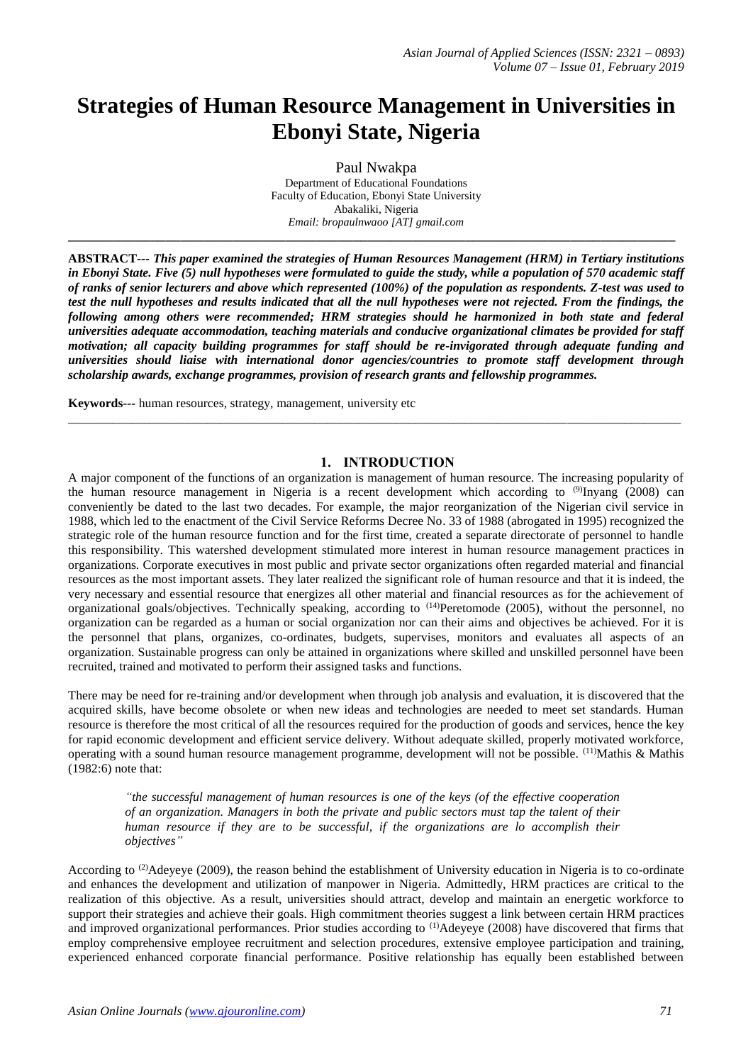# Strategies of Human Resource Management in Universities in Ebonyi State, Nigeria

Paul Nwakpa
Department of Educational Foundations
Faculty of Education, Ebonyi State University
Abakaliki, Nigeria
*Email: bropaulnwaoo [AT] gmail.com*

---

**ABSTRACT---** ***This paper examined the strategies of Human Resources Management (HRM) in Tertiary institutions in Ebonyi State. Five (5) null hypotheses were formulated to guide the study, while a population of 570 academic staff of ranks of senior lecturers and above which represented (100%) of the population as respondents. Z-test was used to test the null hypotheses and results indicated that all the null hypotheses were not rejected. From the findings, the following among others were recommended; HRM strategies should he harmonized in both state and federal universities adequate accommodation, teaching materials and conducive organizational climates be provided for staff motivation; all capacity building programmes for staff should be re-invigorated through adequate funding and universities should liaise with international donor agencies/countries to promote staff development through scholarship awards, exchange programmes, provision of research grants and fellowship programmes.***

**Keywords---** human resources, strategy, management, university etc

---

## 1. INTRODUCTION

A major component of the functions of an organization is management of human resource. The increasing popularity of the human resource management in Nigeria is a recent development which according to [9]Inyang (2008) can conveniently be dated to the last two decades. For example, the major reorganization of the Nigerian civil service in 1988, which led to the enactment of the Civil Service Reforms Decree No. 33 of 1988 (abrogated in 1995) recognized the strategic role of the human resource function and for the first time, created a separate directorate of personnel to handle this responsibility. This watershed development stimulated more interest in human resource management practices in organizations. Corporate executives in most public and private sector organizations often regarded material and financial resources as the most important assets. They later realized the significant role of human resource and that it is indeed, the very necessary and essential resource that energizes all other material and financial resources as for the achievement of organizational goals/objectives. Technically speaking, according to [14]Peretomode (2005), without the personnel, no organization can be regarded as a human or social organization nor can their aims and objectives be achieved. For it is the personnel that plans, organizes, co-ordinates, budgets, supervises, monitors and evaluates all aspects of an organization. Sustainable progress can only be attained in organizations where skilled and unskilled personnel have been recruited, trained and motivated to perform their assigned tasks and functions.

There may be need for re-training and/or development when through job analysis and evaluation, it is discovered that the acquired skills, have become obsolete or when new ideas and technologies are needed to meet set standards. Human resource is therefore the most critical of all the resources required for the production of goods and services, hence the key for rapid economic development and efficient service delivery. Without adequate skilled, properly motivated workforce, operating with a sound human resource management programme, development will not be possible. [11]Mathis & Mathis (1982:6) note that:

> *"the successful management of human resources is one of the keys (of the effective cooperation of an organization. Managers in both the private and public sectors must tap the talent of their human resource if they are to be successful, if the organizations are lo accomplish their objectives"*

According to [2]Adeyeye (2009), the reason behind the establishment of University education in Nigeria is to co-ordinate and enhances the development and utilization of manpower in Nigeria. Admittedly, HRM practices are critical to the realization of this objective. As a result, universities should attract, develop and maintain an energetic workforce to support their strategies and achieve their goals. High commitment theories suggest a link between certain HRM practices and improved organizational performances. Prior studies according to [1]Adeyeye (2008) have discovered that firms that employ comprehensive employee recruitment and selection procedures, extensive employee participation and training, experienced enhanced corporate financial performance. Positive relationship has equally been established between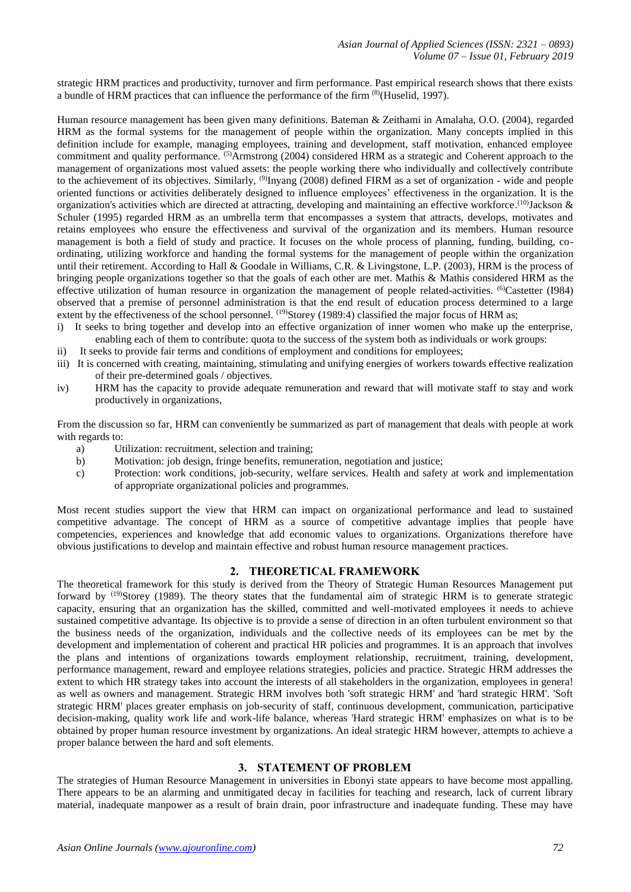strategic HRM practices and productivity, turnover and firm performance. Past empirical research shows that there exists a bundle of HRM practices that can influence the performance of the firm [8](Huselid, 1997).

Human resource management has been given many definitions. Bateman & Zeithami in Amalaha, O.O. (2004), regarded HRM as the formal systems for the management of people within the organization. Many concepts implied in this definition include for example, managing employees, training and development, staff motivation, enhanced employee commitment and quality performance. [5]Armstrong (2004) considered HRM as a strategic and Coherent approach to the management of organizations most valued assets: the people working there who individually and collectively contribute to the achievement of its objectives. Similarly, [9]Inyang (2008) defined FIRM as a set of organization - wide and people oriented functions or activities deliberately designed to influence employees' effectiveness in the organization. It is the organization's activities which are directed at attracting, developing and maintaining an effective workforce.[10]Jackson & Schuler (1995) regarded HRM as an umbrella term that encompasses a system that attracts, develops, motivates and retains employees who ensure the effectiveness and survival of the organization and its members. Human resource management is both a field of study and practice. It focuses on the whole process of planning, funding, building, co-ordinating, utilizing workforce and handing the formal systems for the management of people within the organization until their retirement. According to Hall & Goodale in Williams, C.R. & Livingstone, L.P. (2003), HRM is the process of bringing people organizations together so that the goals of each other are met. Mathis & Mathis considered HRM as the effective utilization of human resource in organization the management of people related-activities. [6]Castetter (I984) observed that a premise of personnel administration is that the end result of education process determined to a large extent by the effectiveness of the school personnel. [19]Storey (1989:4) classified the major focus of HRM as;

i) It seeks to bring together and develop into an effective organization of inner women who make up the enterprise, enabling each of them to contribute: quota to the success of the system both as individuals or work groups:
ii) It seeks to provide fair terms and conditions of employment and conditions for employees;
iii) It is concerned with creating, maintaining, stimulating and unifying energies of workers towards effective realization of their pre-determined goals / objectives.
iv) HRM has the capacity to provide adequate remuneration and reward that will motivate staff to stay and work productively in organizations,

From the discussion so far, HRM can conveniently be summarized as part of management that deals with people at work with regards to:

a) Utilization: recruitment, selection and training;
b) Motivation: job design, fringe benefits, remuneration, negotiation and justice;
c) Protection: work conditions, job-security, welfare services. Health and safety at work and implementation of appropriate organizational policies and programmes.

Most recent studies support the view that HRM can impact on organizational performance and lead to sustained competitive advantage. The concept of HRM as a source of competitive advantage implies that people have competencies, experiences and knowledge that add economic values to organizations. Organizations therefore have obvious justifications to develop and maintain effective and robust human resource management practices.

## 2. THEORETICAL FRAMEWORK

The theoretical framework for this study is derived from the Theory of Strategic Human Resources Management put forward by [19]Storey (1989). The theory states that the fundamental aim of strategic HRM is to generate strategic capacity, ensuring that an organization has the skilled, committed and well-motivated employees it needs to achieve sustained competitive advantage. Its objective is to provide a sense of direction in an often turbulent environment so that the business needs of the organization, individuals and the collective needs of its employees can be met by the development and implementation of coherent and practical HR policies and programmes. It is an approach that involves the plans and intentions of organizations towards employment relationship, recruitment, training, development, performance management, reward and employee relations strategies, policies and practice. Strategic HRM addresses the extent to which HR strategy takes into account the interests of all stakeholders in the organization, employees in genera! as well as owners and management. Strategic HRM involves both 'soft strategic HRM' and 'hard strategic HRM'. 'Soft strategic HRM' places greater emphasis on job-security of staff, continuous development, communication, participative decision-making, quality work life and work-life balance, whereas 'Hard strategic HRM' emphasizes on what is to be obtained by proper human resource investment by organizations. An ideal strategic HRM however, attempts to achieve a proper balance between the hard and soft elements.

## 3. STATEMENT OF PROBLEM

The strategies of Human Resource Management in universities in Ebonyi state appears to have become most appalling. There appears to be an alarming and unmitigated decay in facilities for teaching and research, lack of current library material, inadequate manpower as a result of brain drain, poor infrastructure and inadequate funding. These may have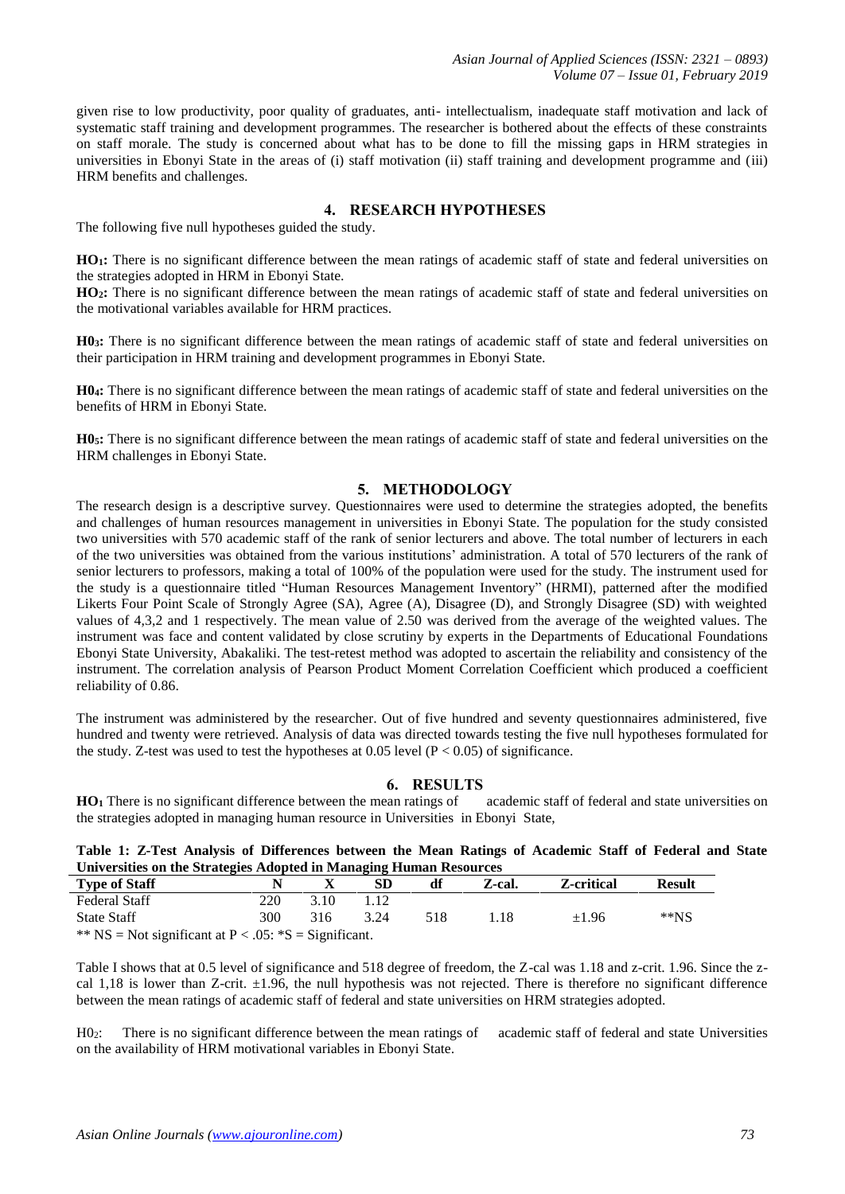given rise to low productivity, poor quality of graduates, anti- intellectualism, inadequate staff motivation and lack of systematic staff training and development programmes. The researcher is bothered about the effects of these constraints on staff morale. The study is concerned about what has to be done to fill the missing gaps in HRM strategies in universities in Ebonyi State in the areas of (i) staff motivation (ii) staff training and development programme and (iii) HRM benefits and challenges.

## 4. RESEARCH HYPOTHESES

The following five null hypotheses guided the study.

**$HO_1$:** There is no significant difference between the mean ratings of academic staff of state and federal universities on the strategies adopted in HRM in Ebonyi State.

**$HO_2$:** There is no significant difference between the mean ratings of academic staff of state and federal universities on the motivational variables available for HRM practices.

**$H0_3$:** There is no significant difference between the mean ratings of academic staff of state and federal universities on their participation in HRM training and development programmes in Ebonyi State.

**$H0_4$:** There is no significant difference between the mean ratings of academic staff of state and federal universities on the benefits of HRM in Ebonyi State.

**$H0_5$:** There is no significant difference between the mean ratings of academic staff of state and federal universities on the HRM challenges in Ebonyi State.

## 5. METHODOLOGY

The research design is a descriptive survey. Questionnaires were used to determine the strategies adopted, the benefits and challenges of human resources management in universities in Ebonyi State. The population for the study consisted two universities with 570 academic staff of the rank of senior lecturers and above. The total number of lecturers in each of the two universities was obtained from the various institutions' administration. A total of 570 lecturers of the rank of senior lecturers to professors, making a total of 100% of the population were used for the study. The instrument used for the study is a questionnaire titled "Human Resources Management Inventory" (HRMI), patterned after the modified Likerts Four Point Scale of Strongly Agree (SA), Agree (A), Disagree (D), and Strongly Disagree (SD) with weighted values of 4,3,2 and 1 respectively. The mean value of 2.50 was derived from the average of the weighted values. The instrument was face and content validated by close scrutiny by experts in the Departments of Educational Foundations Ebonyi State University, Abakaliki. The test-retest method was adopted to ascertain the reliability and consistency of the instrument. The correlation analysis of Pearson Product Moment Correlation Coefficient which produced a coefficient reliability of 0.86.

The instrument was administered by the researcher. Out of five hundred and seventy questionnaires administered, five hundred and twenty were retrieved. Analysis of data was directed towards testing the five null hypotheses formulated for the study. Z-test was used to test the hypotheses at 0.05 level ($P < 0.05$) of significance.

## 6. RESULTS

**$HO_1$** There is no significant difference between the mean ratings of academic staff of federal and state universities on the strategies adopted in managing human resource in Universities in Ebonyi State,

**Table 1: Z-Test Analysis of Differences between the Mean Ratings of Academic Staff of Federal and State Universities on the Strategies Adopted in Managing Human Resources**

| Type of Staff | N | X | SD | df | Z-cal. | Z-critical | Result |
|---|---|---|---|---|---|---|---|
| Federal Staff | 220 | 3.10 | 1.12 | | | | |
| State Staff | 300 | 316 | 3.24 | 518 | 1.18 | ±1.96 | **NS |

** NS = Not significant at P < .05: *S = Significant.

Table I shows that at 0.5 level of significance and 518 degree of freedom, the Z-cal was 1.18 and z-crit. 1.96. Since the z-cal 1,18 is lower than Z-crit. ±1.96, the null hypothesis was not rejected. There is therefore no significant difference between the mean ratings of academic staff of federal and state universities on HRM strategies adopted.

$H0_2$: There is no significant difference between the mean ratings of academic staff of federal and state Universities on the availability of HRM motivational variables in Ebonyi State.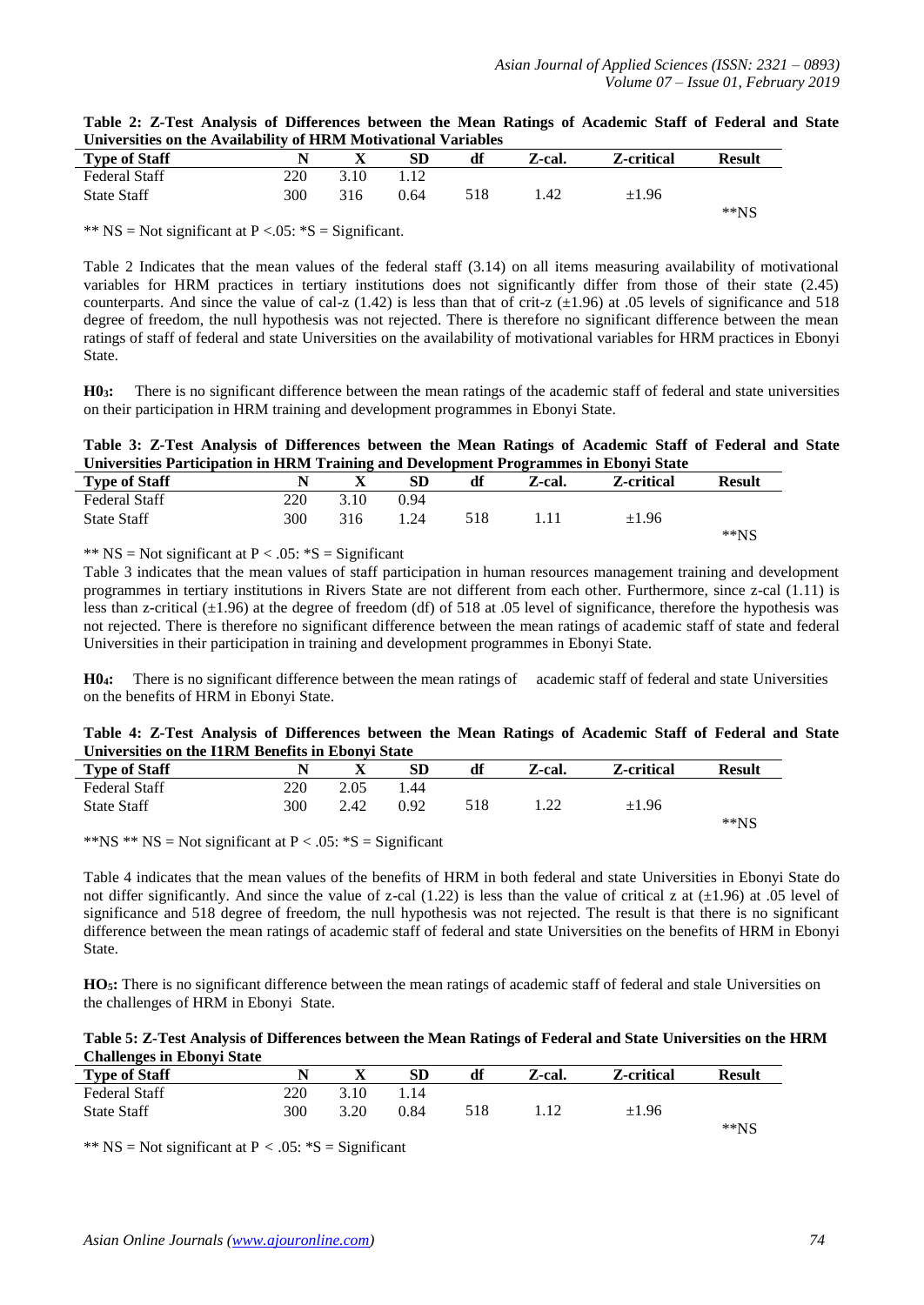**Table 2: Z-Test Analysis of Differences between the Mean Ratings of Academic Staff of Federal and State Universities on the Availability of HRM Motivational Variables**

| Type of Staff | N | X | SD | df | Z-cal. | Z-critical | Result |
|---|---|---|---|---|---|---|---|
| Federal Staff | 220 | 3.10 | 1.12 | | | | |
| State Staff | 300 | 316 | 0.64 | 518 | 1.42 | ±1.96 | **NS |

** NS = Not significant at P <.05: *S = Significant.

Table 2 Indicates that the mean values of the federal staff (3.14) on all items measuring availability of motivational variables for HRM practices in tertiary institutions does not significantly differ from those of their state (2.45) counterparts. And since the value of cal-z (1.42) is less than that of crit-z (±1.96) at .05 levels of significance and 518 degree of freedom, the null hypothesis was not rejected. There is therefore no significant difference between the mean ratings of staff of federal and state Universities on the availability of motivational variables for HRM practices in Ebonyi State.

**$H0_3$:** There is no significant difference between the mean ratings of the academic staff of federal and state universities on their participation in HRM training and development programmes in Ebonyi State.

**Table 3: Z-Test Analysis of Differences between the Mean Ratings of Academic Staff of Federal and State Universities Participation in HRM Training and Development Programmes in Ebonyi State**

| Type of Staff | N | X | SD | df | Z-cal. | Z-critical | Result |
|---|---|---|---|---|---|---|---|
| Federal Staff | 220 | 3.10 | 0.94 | | | | |
| State Staff | 300 | 316 | 1.24 | 518 | 1.11 | ±1.96 | **NS |

** NS = Not significant at P < .05: *S = Significant

Table 3 indicates that the mean values of staff participation in human resources management training and development programmes in tertiary institutions in Rivers State are not different from each other. Furthermore, since z-cal (1.11) is less than z-critical (±1.96) at the degree of freedom (df) of 518 at .05 level of significance, therefore the hypothesis was not rejected. There is therefore no significant difference between the mean ratings of academic staff of state and federal Universities in their participation in training and development programmes in Ebonyi State.

**$H0_4$:** There is no significant difference between the mean ratings of academic staff of federal and state Universities on the benefits of HRM in Ebonyi State.

**Table 4: Z-Test Analysis of Differences between the Mean Ratings of Academic Staff of Federal and State Universities on the I1RM Benefits in Ebonyi State**

| Type of Staff | N | X | SD | df | Z-cal. | Z-critical | Result |
|---|---|---|---|---|---|---|---|
| Federal Staff | 220 | 2.05 | 1.44 | | | | |
| State Staff | 300 | 2.42 | 0.92 | 518 | 1.22 | ±1.96 | **NS |

**NS ** NS = Not significant at P < .05: *S = Significant

Table 4 indicates that the mean values of the benefits of HRM in both federal and state Universities in Ebonyi State do not differ significantly. And since the value of z-cal (1.22) is less than the value of critical z at (±1.96) at .05 level of significance and 518 degree of freedom, the null hypothesis was not rejected. The result is that there is no significant difference between the mean ratings of academic staff of federal and state Universities on the benefits of HRM in Ebonyi State.

**$HO_5$:** There is no significant difference between the mean ratings of academic staff of federal and stale Universities on the challenges of HRM in Ebonyi State.

**Table 5: Z-Test Analysis of Differences between the Mean Ratings of Federal and State Universities on the HRM Challenges in Ebonyi State**

| Type of Staff | N | X | SD | df | Z-cal. | Z-critical | Result |
|---|---|---|---|---|---|---|---|
| Federal Staff | 220 | 3.10 | 1.14 | | | | |
| State Staff | 300 | 3.20 | 0.84 | 518 | 1.12 | ±1.96 | **NS |

** NS = Not significant at P < .05: *S = Significant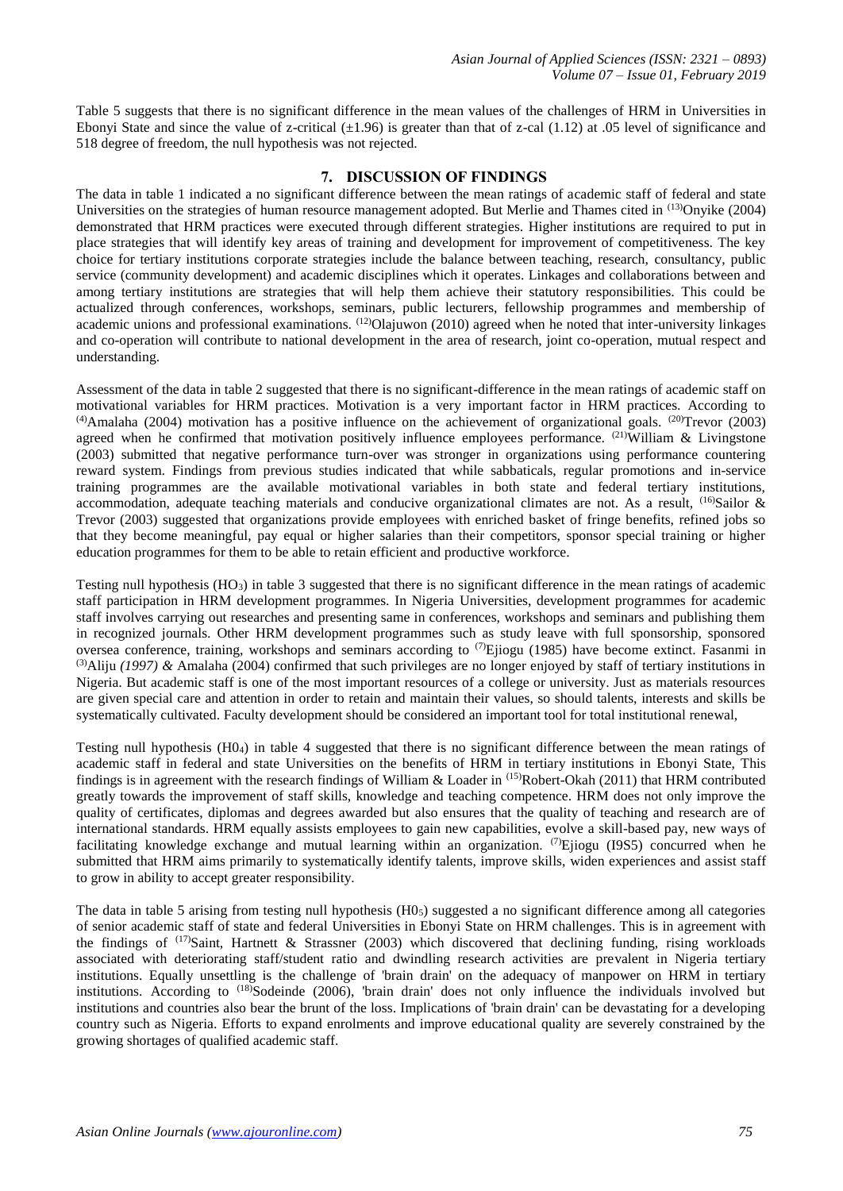Table 5 suggests that there is no significant difference in the mean values of the challenges of HRM in Universities in Ebonyi State and since the value of z-critical (±1.96) is greater than that of z-cal (1.12) at .05 level of significance and 518 degree of freedom, the null hypothesis was not rejected.

## 7. DISCUSSION OF FINDINGS

The data in table 1 indicated a no significant difference between the mean ratings of academic staff of federal and state Universities on the strategies of human resource management adopted. But Merlie and Thames cited in [13]Onyike (2004) demonstrated that HRM practices were executed through different strategies. Higher institutions are required to put in place strategies that will identify key areas of training and development for improvement of competitiveness. The key choice for tertiary institutions corporate strategies include the balance between teaching, research, consultancy, public service (community development) and academic disciplines which it operates. Linkages and collaborations between and among tertiary institutions are strategies that will help them achieve their statutory responsibilities. This could be actualized through conferences, workshops, seminars, public lecturers, fellowship programmes and membership of academic unions and professional examinations. [12]Olajuwon (2010) agreed when he noted that inter-university linkages and co-operation will contribute to national development in the area of research, joint co-operation, mutual respect and understanding.

Assessment of the data in table 2 suggested that there is no significant-difference in the mean ratings of academic staff on motivational variables for HRM practices. Motivation is a very important factor in HRM practices. According to [4]Amalaha (2004) motivation has a positive influence on the achievement of organizational goals. [20]Trevor (2003) agreed when he confirmed that motivation positively influence employees performance. [21]William & Livingstone (2003) submitted that negative performance turn-over was stronger in organizations using performance countering reward system. Findings from previous studies indicated that while sabbaticals, regular promotions and in-service training programmes are the available motivational variables in both state and federal tertiary institutions, accommodation, adequate teaching materials and conducive organizational climates are not. As a result, [16]Sailor & Trevor (2003) suggested that organizations provide employees with enriched basket of fringe benefits, refined jobs so that they become meaningful, pay equal or higher salaries than their competitors, sponsor special training or higher education programmes for them to be able to retain efficient and productive workforce.

Testing null hypothesis ($HO_3$) in table 3 suggested that there is no significant difference in the mean ratings of academic staff participation in HRM development programmes. In Nigeria Universities, development programmes for academic staff involves carrying out researches and presenting same in conferences, workshops and seminars and publishing them in recognized journals. Other HRM development programmes such as study leave with full sponsorship, sponsored oversea conference, training, workshops and seminars according to [7]Ejiogu (1985) have become extinct. Fasanmi in [3]Aliju *(1997) &* Amalaha (2004) confirmed that such privileges are no longer enjoyed by staff of tertiary institutions in Nigeria. But academic staff is one of the most important resources of a college or university. Just as materials resources are given special care and attention in order to retain and maintain their values, so should talents, interests and skills be systematically cultivated. Faculty development should be considered an important tool for total institutional renewal,

Testing null hypothesis ($H0_4$) in table 4 suggested that there is no significant difference between the mean ratings of academic staff in federal and state Universities on the benefits of HRM in tertiary institutions in Ebonyi State, This findings is in agreement with the research findings of William & Loader in [15]Robert-Okah (2011) that HRM contributed greatly towards the improvement of staff skills, knowledge and teaching competence. HRM does not only improve the quality of certificates, diplomas and degrees awarded but also ensures that the quality of teaching and research are of international standards. HRM equally assists employees to gain new capabilities, evolve a skill-based pay, new ways of facilitating knowledge exchange and mutual learning within an organization. [7]Ejiogu (I9S5) concurred when he submitted that HRM aims primarily to systematically identify talents, improve skills, widen experiences and assist staff to grow in ability to accept greater responsibility.

The data in table 5 arising from testing null hypothesis ($H0_5$) suggested a no significant difference among all categories of senior academic staff of state and federal Universities in Ebonyi State on HRM challenges. This is in agreement with the findings of [17]Saint, Hartnett & Strassner (2003) which discovered that declining funding, rising workloads associated with deteriorating staff/student ratio and dwindling research activities are prevalent in Nigeria tertiary institutions. Equally unsettling is the challenge of 'brain drain' on the adequacy of manpower on HRM in tertiary institutions. According to [18]Sodeinde (2006), 'brain drain' does not only influence the individuals involved but institutions and countries also bear the brunt of the loss. Implications of 'brain drain' can be devastating for a developing country such as Nigeria. Efforts to expand enrolments and improve educational quality are severely constrained by the growing shortages of qualified academic staff.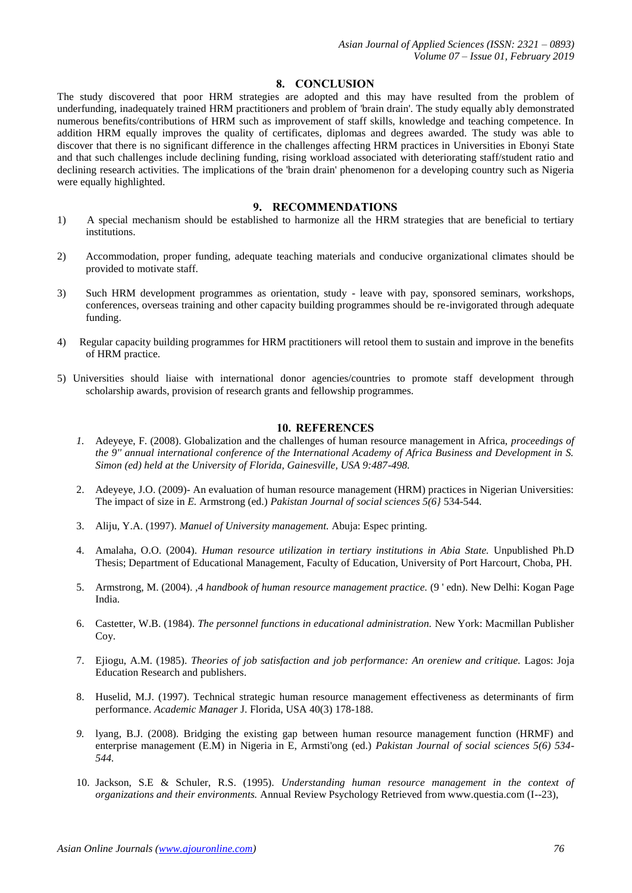## 8. CONCLUSION

The study discovered that poor HRM strategies are adopted and this may have resulted from the problem of underfunding, inadequately trained HRM practitioners and problem of 'brain drain'. The study equally ably demonstrated numerous benefits/contributions of HRM such as improvement of staff skills, knowledge and teaching competence. In addition HRM equally improves the quality of certificates, diplomas and degrees awarded. The study was able to discover that there is no significant difference in the challenges affecting HRM practices in Universities in Ebonyi State and that such challenges include declining funding, rising workload associated with deteriorating staff/student ratio and declining research activities. The implications of the 'brain drain' phenomenon for a developing country such as Nigeria were equally highlighted.

## 9. RECOMMENDATIONS

1) A special mechanism should be established to harmonize all the HRM strategies that are beneficial to tertiary institutions.

2) Accommodation, proper funding, adequate teaching materials and conducive organizational climates should be provided to motivate staff.

3) Such HRM development programmes as orientation, study - leave with pay, sponsored seminars, workshops, conferences, overseas training and other capacity building programmes should be re-invigorated through adequate funding.

4) Regular capacity building programmes for HRM practitioners will retool them to sustain and improve in the benefits of HRM practice.

5) Universities should liaise with international donor agencies/countries to promote staff development through scholarship awards, provision of research grants and fellowship programmes.

## 10. REFERENCES

1. Adeyeye, F. (2008). Globalization and the challenges of human resource management in Africa, *proceedings of the 9'' annual international conference of the International Academy of Africa Business and Development in S. Simon (ed) held at the University of Florida, Gainesville, USA 9:487-498.*

2. Adeyeye, J.O. (2009)- An evaluation of human resource management (HRM) practices in Nigerian Universities: The impact of size in *E.* Armstrong (ed.) *Pakistan Journal of social sciences 5(6}* 534-544.

3. Aliju, Y.A. (1997). *Manuel of University management.* Abuja: Espec printing.

4. Amalaha, O.O. (2004). *Human resource utilization in tertiary institutions in Abia State.* Unpublished Ph.D Thesis; Department of Educational Management, Faculty of Education, University of Port Harcourt, Choba, PH.

5. Armstrong, M. (2004). ,4 *handbook of human resource management practice.* (9 ' edn). New Delhi: Kogan Page India.

6. Castetter, W.B. (1984). *The personnel functions in educational administration.* New York: Macmillan Publisher Coy.

7. Ejiogu, A.M. (1985). *Theories of job satisfaction and job performance: An oreniew and critique.* Lagos: Joja Education Research and publishers.

8. Huselid, M.J. (1997). Technical strategic human resource management effectiveness as determinants of firm performance. *Academic Manager* J. Florida, USA 40(3) 178-188.

9. lyang, B.J. (2008). Bridging the existing gap between human resource management function (HRMF) and enterprise management (E.M) in Nigeria in E, Armsti'ong (ed.) *Pakistan Journal of social sciences 5(6) 534-544.*

10. Jackson, S.E & Schuler, R.S. (1995). *Understanding human resource management in the context of organizations and their environments.* Annual Review Psychology Retrieved from www.questia.com (I--23),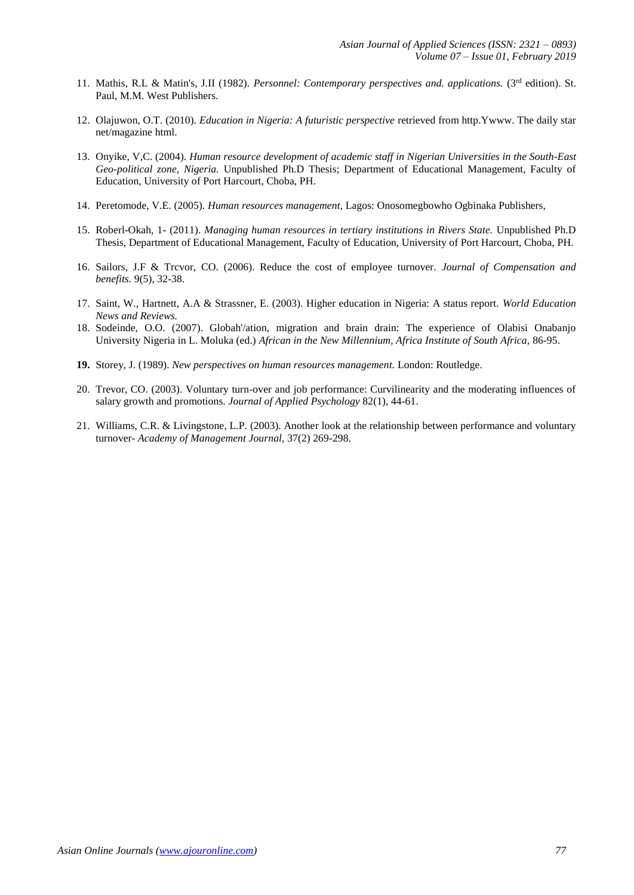11. Mathis, R.L & Matin's, J.II (1982). *Personnel: Contemporary perspectives and. applications.* (3rd edition). St. Paul, M.M. West Publishers.

12. Olajuwon, O.T. (2010). *Education in Nigeria: A futuristic perspective* retrieved from http.Ywww. The daily star net/magazine html.

13. Onyike, V,C. (2004). *Human resource development of academic staff in Nigerian Universities in the South-East Geo-political zone, Nigeria.* Unpublished Ph.D Thesis; Department of Educational Management, Faculty of Education, University of Port Harcourt, Choba, PH.

14. Peretomode, V.E. (2005). *Human resources management,* Lagos: Onosomegbowho Ogbinaka Publishers,

15. Roberl-Okah, 1- (2011). *Managing human resources in tertiary institutions in Rivers State.* Unpublished Ph.D Thesis, Department of Educational Management, Faculty of Education, University of Port Harcourt, Choba, PH.

16. Sailors, J.F & Trcvor, CO. (2006). Reduce the cost of employee turnover. *Journal of Compensation and benefits.* 9(5), 32-38.

17. Saint, W., Hartnett, A.A & Strassner, E. (2003). Higher education in Nigeria: A status report. *World Education News and Reviews.*

18. Sodeinde, O.O. (2007). Globah'/ation, migration and brain drain: The experience of Olabisi Onabanjo University Nigeria in L. Moluka (ed.) *African in the New Millennium, Africa Institute of South Africa,* 86-95.

19. Storey, J. (1989). *New perspectives on human resources management.* London: Routledge.

20. Trevor, CO. (2003). Voluntary turn-over and job performance: Curvilinearity and the moderating influences of salary growth and promotions. *Journal of Applied Psychology* 82(1), 44-61.

21. Williams, C.R. & Livingstone, L.P. (2003). Another look at the relationship between performance and voluntary turnover- *Academy of Management Journal*, 37(2) 269-298.